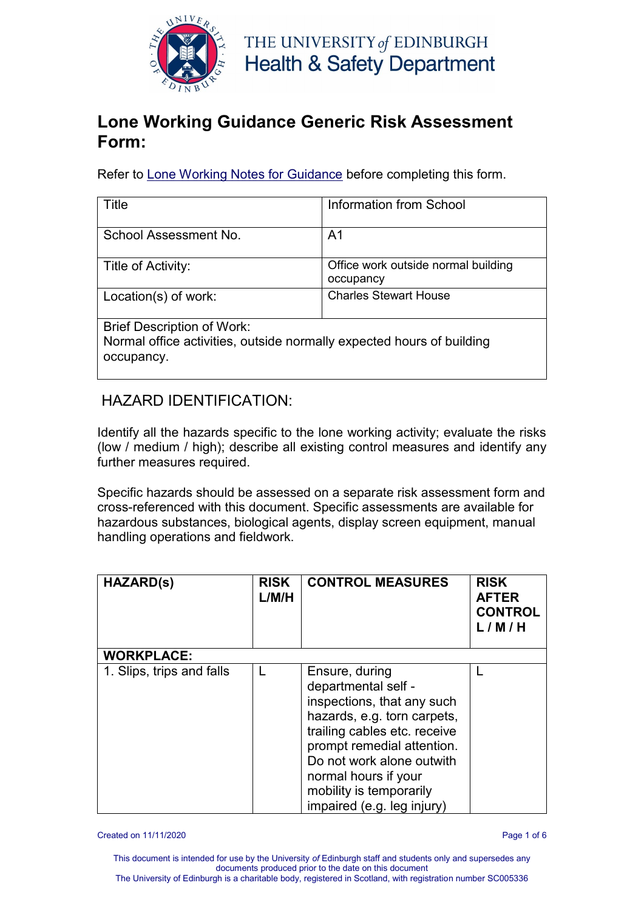THE UNIVERSITY *of* EDINBURGH
Health & Safety Department

# Lone Working Guidance Generic Risk Assessment Form:

Refer to Lone Working Notes for Guidance before completing this form.

| Title | Information from School |
|---|---|
| School Assessment No. | A1 |
| Title of Activity: | Office work outside normal building occupancy |
| Location(s) of work: | Charles Stewart House |
| Brief Description of Work: Normal office activities, outside normally expected hours of building occupancy. | |

## HAZARD IDENTIFICATION:

Identify all the hazards specific to the lone working activity; evaluate the risks (low / medium / high); describe all existing control measures and identify any further measures required.

Specific hazards should be assessed on a separate risk assessment form and cross-referenced with this document. Specific assessments are available for hazardous substances, biological agents, display screen equipment, manual handling operations and fieldwork.

| HAZARD(s) | RISK L/M/H | CONTROL MEASURES | RISK AFTER CONTROL L / M / H |
|---|---|---|---|
| **WORKPLACE:** | | | |
| 1. Slips, trips and falls | L | Ensure, during departmental self - inspections, that any such hazards, e.g. torn carpets, trailing cables etc. receive prompt remedial attention. Do not work alone outwith normal hours if your mobility is temporarily impaired (e.g. leg injury) | L |

Created on 11/11/2020

This document is intended for use by the University *of* Edinburgh staff and students only and supersedes any documents produced prior to the date on this document
The University of Edinburgh is a charitable body, registered in Scotland, with registration number SC005336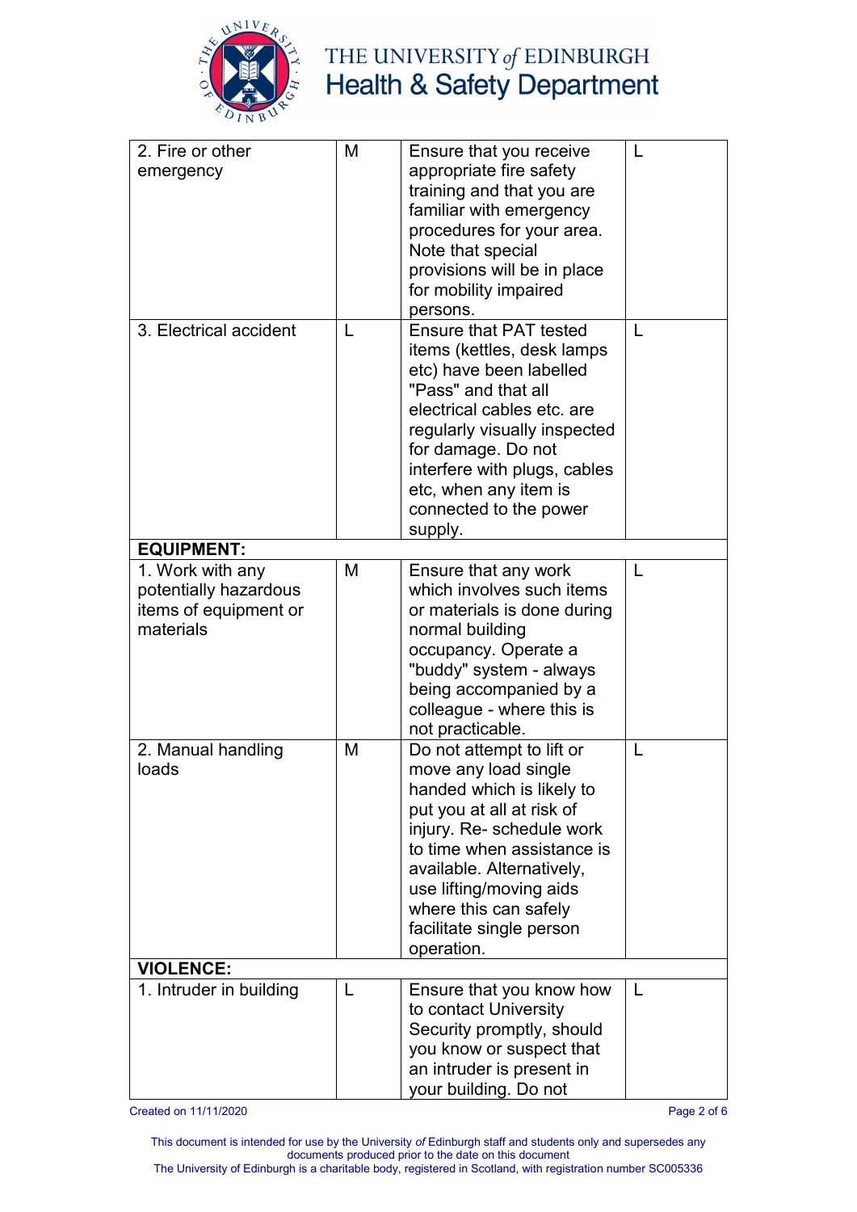| | | | |
|---|---|---|---|
| 2. Fire or other emergency | M | Ensure that you receive appropriate fire safety training and that you are familiar with emergency procedures for your area. Note that special provisions will be in place for mobility impaired persons. | L |
| 3. Electrical accident | L | Ensure that PAT tested items (kettles, desk lamps etc) have been labelled "Pass" and that all electrical cables etc. are regularly visually inspected for damage. Do not interfere with plugs, cables etc, when any item is connected to the power supply. | L |
| **EQUIPMENT:** | | | |
| 1. Work with any potentially hazardous items of equipment or materials | M | Ensure that any work which involves such items or materials is done during normal building occupancy. Operate a "buddy" system - always being accompanied by a colleague - where this is not practicable. | L |
| 2. Manual handling loads | M | Do not attempt to lift or move any load single handed which is likely to put you at all at risk of injury. Re- schedule work to time when assistance is available. Alternatively, use lifting/moving aids where this can safely facilitate single person operation. | L |
| **VIOLENCE:** | | | |
| 1. Intruder in building | L | Ensure that you know how to contact University Security promptly, should you know or suspect that an intruder is present in your building. Do not | L |

Created on 11/11/2020

This document is intended for use by the University *of* Edinburgh staff and students only and supersedes any documents produced prior to the date on this document
The University of Edinburgh is a charitable body, registered in Scotland, with registration number SC005336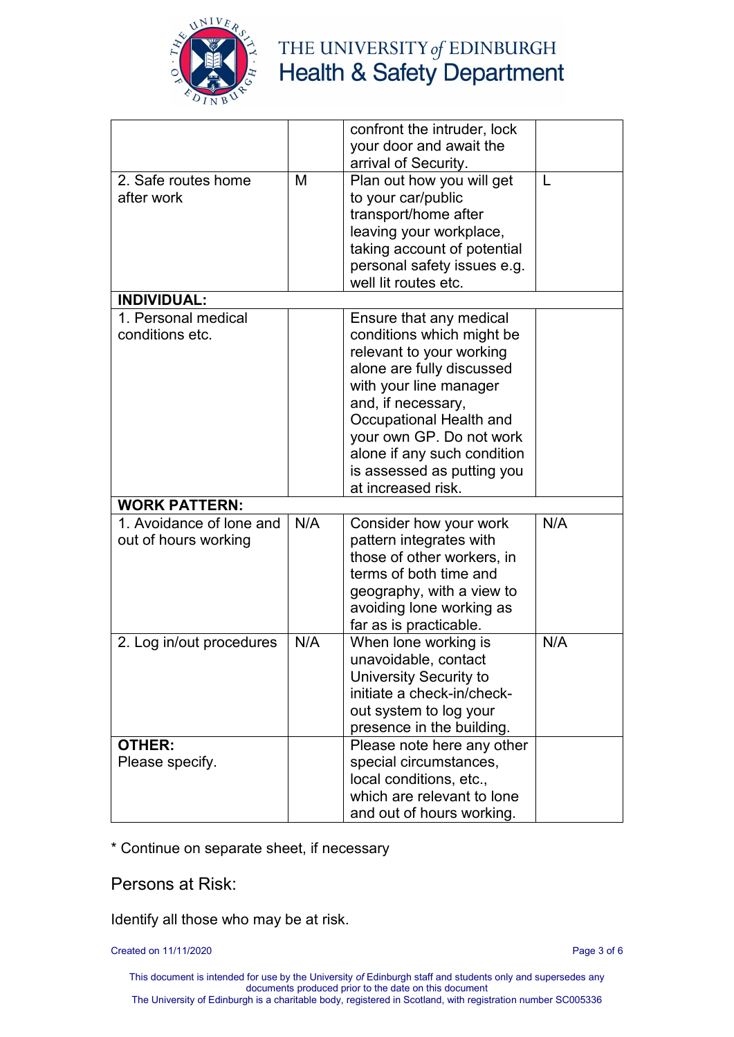| | | | |
|---|---|---|---|
| | | confront the intruder, lock your door and await the arrival of Security. | |
| 2. Safe routes home after work | M | Plan out how you will get to your car/public transport/home after leaving your workplace, taking account of potential personal safety issues e.g. well lit routes etc. | L |
| **INDIVIDUAL:** | | | |
| 1. Personal medical conditions etc. | | Ensure that any medical conditions which might be relevant to your working alone are fully discussed with your line manager and, if necessary, Occupational Health and your own GP. Do not work alone if any such condition is assessed as putting you at increased risk. | |
| **WORK PATTERN:** | | | |
| 1. Avoidance of lone and out of hours working | N/A | Consider how your work pattern integrates with those of other workers, in terms of both time and geography, with a view to avoiding lone working as far as is practicable. | N/A |
| 2. Log in/out procedures | N/A | When lone working is unavoidable, contact University Security to initiate a check-in/check-out system to log your presence in the building. | N/A |
| **OTHER:** Please specify. | | Please note here any other special circumstances, local conditions, etc., which are relevant to lone and out of hours working. | |

* Continue on separate sheet, if necessary

## Persons at Risk:

Identify all those who may be at risk.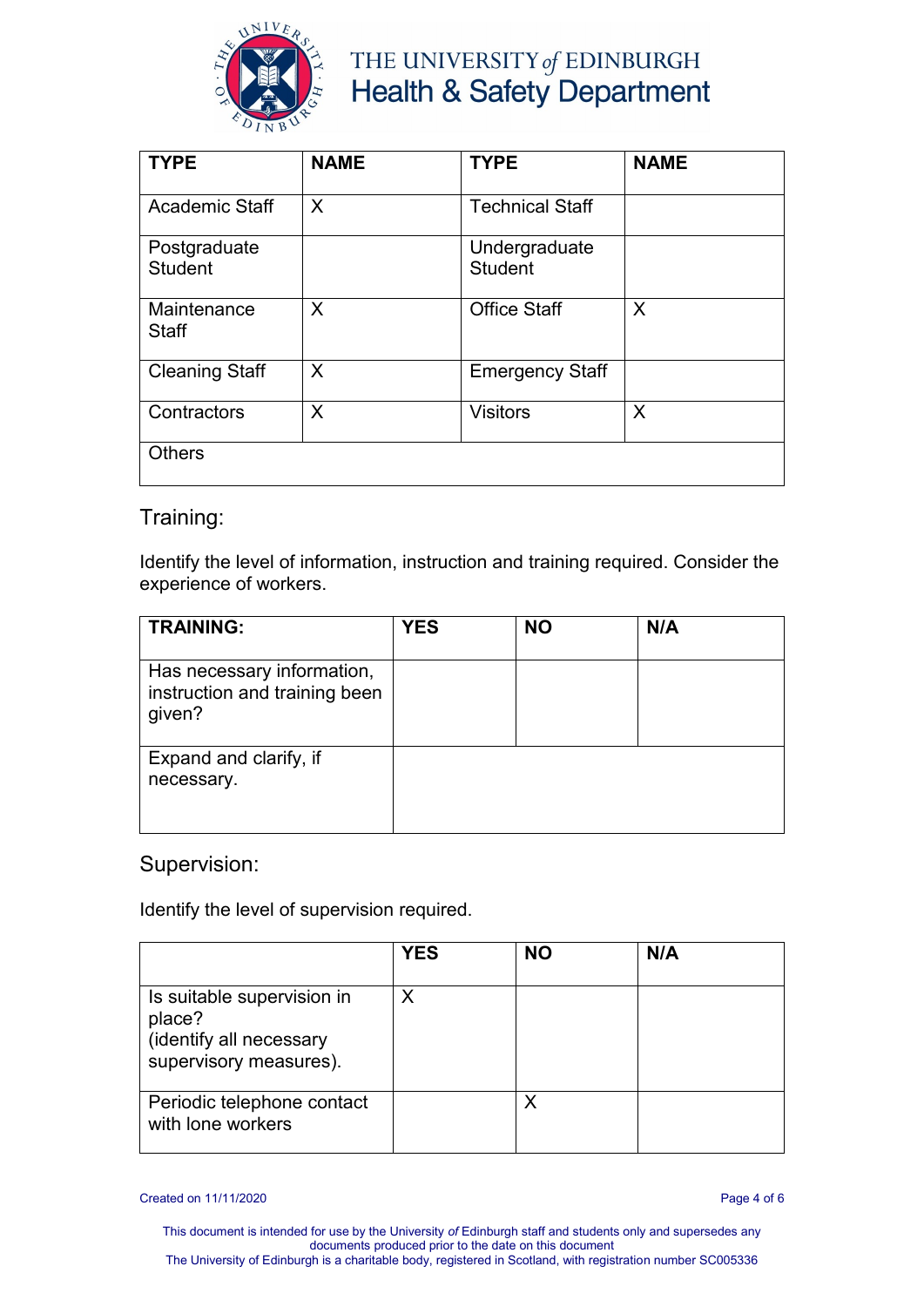| TYPE | NAME | TYPE | NAME |
|---|---|---|---|
| Academic Staff | X | Technical Staff | |
| Postgraduate Student | | Undergraduate Student | |
| Maintenance Staff | X | Office Staff | X |
| Cleaning Staff | X | Emergency Staff | |
| Contractors | X | Visitors | X |
| Others | | | |

## Training:

Identify the level of information, instruction and training required. Consider the experience of workers.

| TRAINING: | YES | NO | N/A |
|---|---|---|---|
| Has necessary information, instruction and training been given? | | | |
| Expand and clarify, if necessary. | | | |

## Supervision:

Identify the level of supervision required.

| | YES | NO | N/A |
|---|---|---|---|
| Is suitable supervision in place? (identify all necessary supervisory measures). | X | | |
| Periodic telephone contact with lone workers | | X | |

Created on 11/11/2020

This document is intended for use by the University *of* Edinburgh staff and students only and supersedes any documents produced prior to the date on this document
The University of Edinburgh is a charitable body, registered in Scotland, with registration number SC005336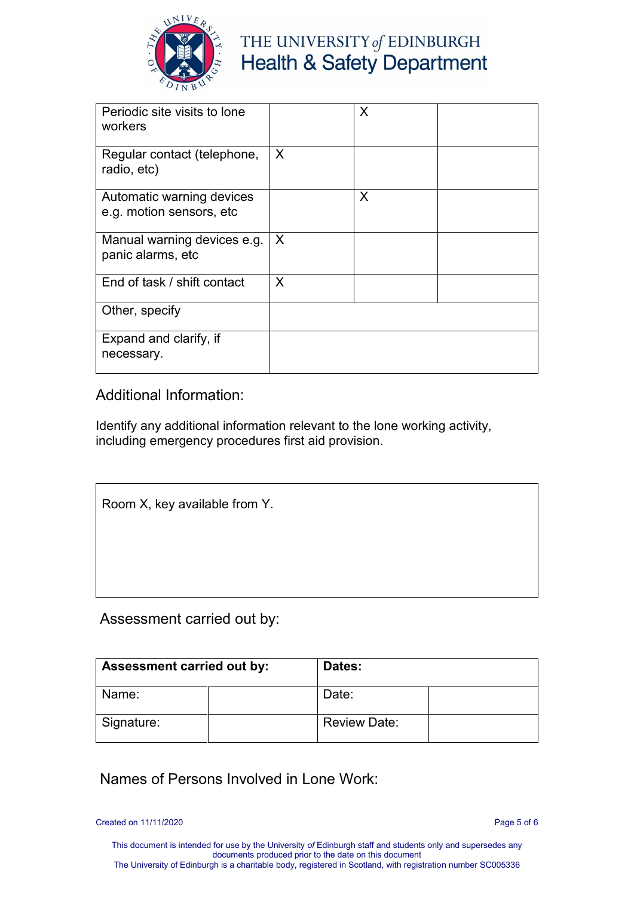| | | | |
|---|---|---|---|
| Periodic site visits to lone workers | | X | |
| Regular contact (telephone, radio, etc) | X | | |
| Automatic warning devices e.g. motion sensors, etc | | X | |
| Manual warning devices e.g. panic alarms, etc | X | | |
| End of task / shift contact | X | | |
| Other, specify | | | |
| Expand and clarify, if necessary. | | | |

## Additional Information:

Identify any additional information relevant to the lone working activity, including emergency procedures first aid provision.

| |
|---|
| Room X, key available from Y. |

## Assessment carried out by:

| **Assessment carried out by:** | | **Dates:** | |
|---|---|---|---|
| Name: | | Date: | |
| Signature: | | Review Date: | |

## Names of Persons Involved in Lone Work: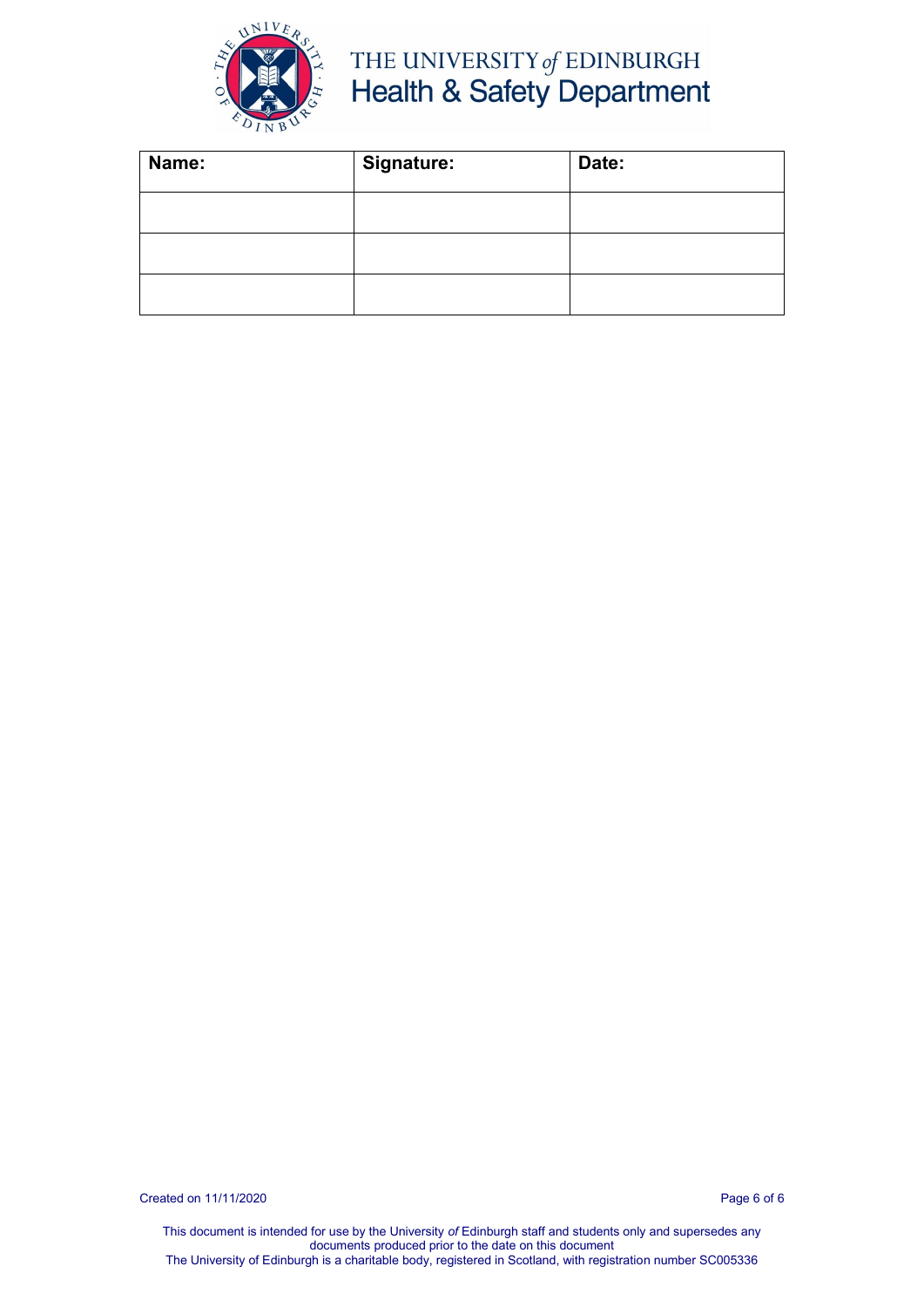| Name: | Signature: | Date: |
| --- | --- | --- |
| | | |
| | | |
| | | |